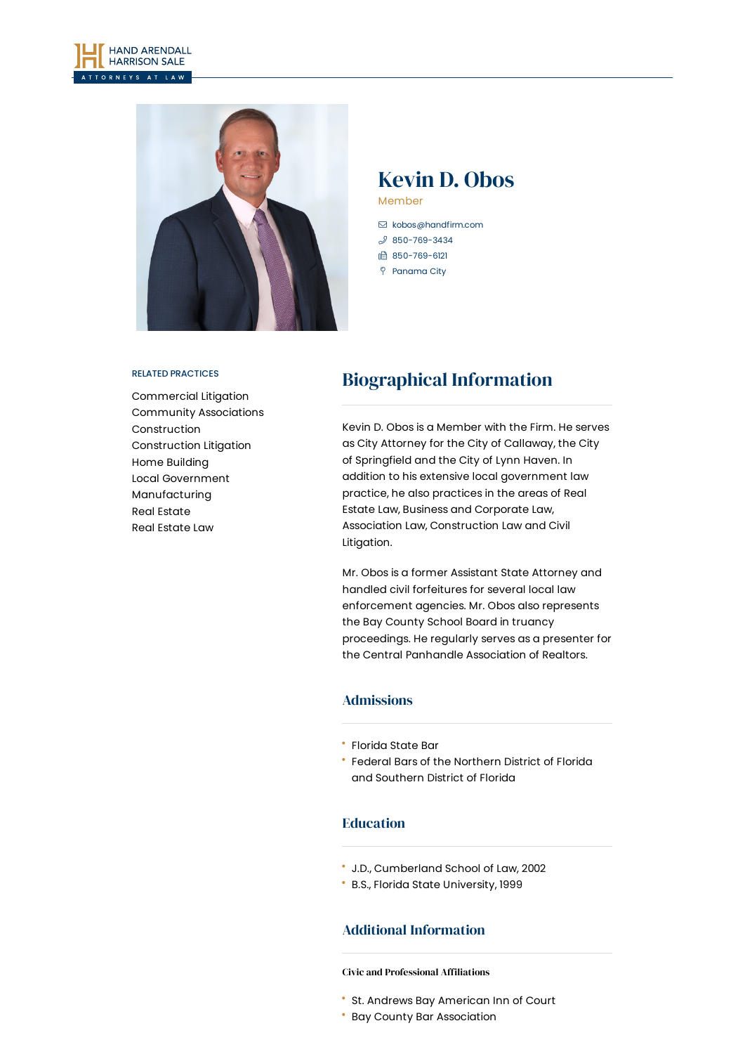HAND ARENDALL HARRISON SALE
ATTORNEYS AT LAW

# Kevin D. Obos

Member

kobos@handfirm.com
850-769-3434
850-769-6121
Panama City

RELATED PRACTICES

- Commercial Litigation
- Community Associations
- Construction
- Construction Litigation
- Home Building
- Local Government
- Manufacturing
- Real Estate
- Real Estate Law

## Biographical Information

Kevin D. Obos is a Member with the Firm. He serves as City Attorney for the City of Callaway, the City of Springfield and the City of Lynn Haven. In addition to his extensive local government law practice, he also practices in the areas of Real Estate Law, Business and Corporate Law, Association Law, Construction Law and Civil Litigation.

Mr. Obos is a former Assistant State Attorney and handled civil forfeitures for several local law enforcement agencies. Mr. Obos also represents the Bay County School Board in truancy proceedings. He regularly serves as a presenter for the Central Panhandle Association of Realtors.

### Admissions

- Florida State Bar
- Federal Bars of the Northern District of Florida and Southern District of Florida

### Education

- J.D., Cumberland School of Law, 2002
- B.S., Florida State University, 1999

### Additional Information

#### Civic and Professional Affiliations

- St. Andrews Bay American Inn of Court
- Bay County Bar Association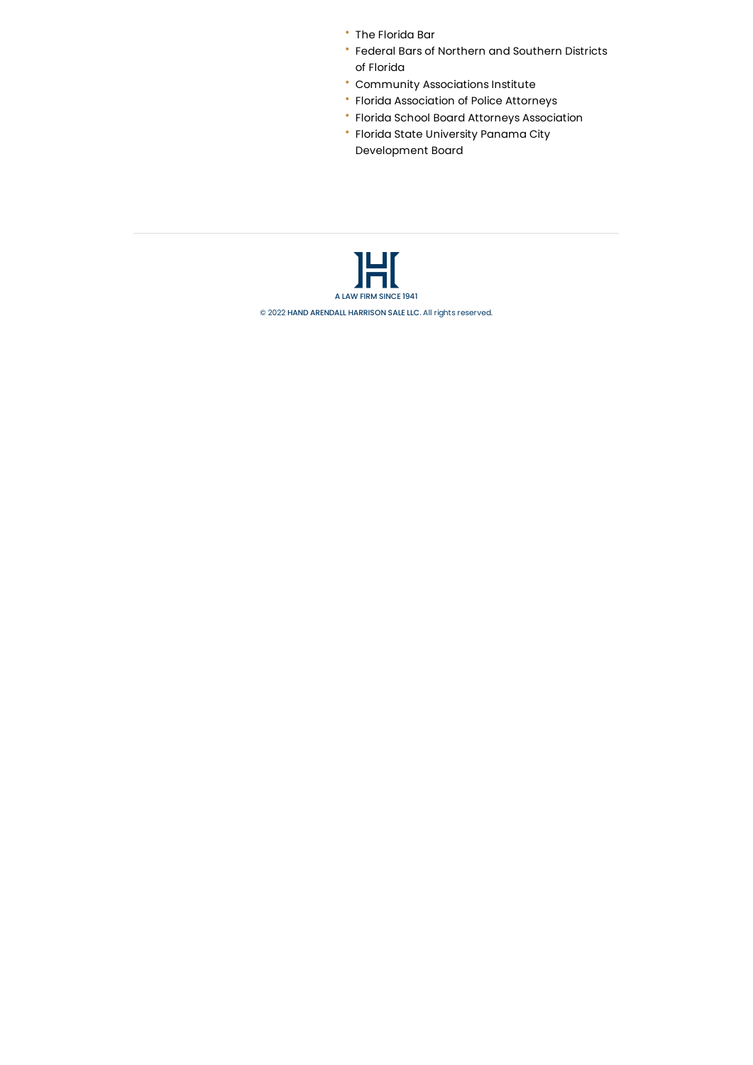- The Florida Bar
- Federal Bars of Northern and Southern Districts of Florida
- Community Associations Institute
- Florida Association of Police Attorneys
- Florida School Board Attorneys Association
- Florida State University Panama City Development Board

A LAW FIRM SINCE 1941

© 2022 HAND ARENDALL HARRISON SALE LLC. All rights reserved.